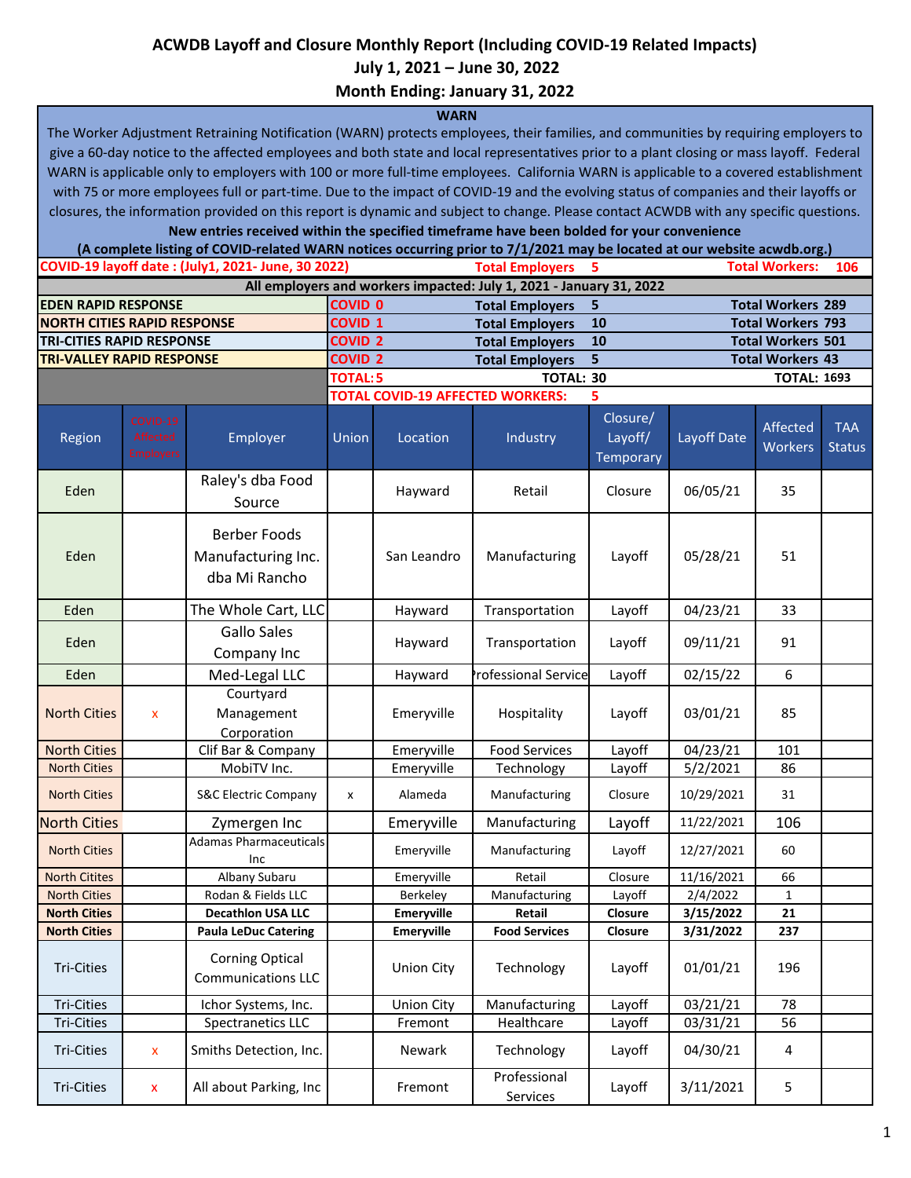# ACWDB Layoff and Closure Monthly Report (Including COVID-19 Related Impacts)

## July 1, 2021 – June 30, 2022

## Month Ending: January 31, 2022

**WARN**

The Worker Adjustment Retraining Notification (WARN) protects employees, their families, and communities by requiring employers to give a 60-day notice to the affected employees and both state and local representatives prior to a plant closing or mass layoff. Federal WARN is applicable only to employers with 100 or more full-time employees. California WARN is applicable to a covered establishment with 75 or more employees full or part-time. Due to the impact of COVID-19 and the evolving status of companies and their layoffs or closures, the information provided on this report is dynamic and subject to change. Please contact ACWDB with any specific questions.

**New entries received within the specified timeframe have been bolded for your convenience**

**(A complete listing of COVID-related WARN notices occurring prior to 7/1/2021 may be located at our website acwdb.org.)**

| COVID-19 layoff date : (July1, 2021- June, 30 2022) | | Total Employers | 5 | Total Workers: | 106 |
|---|---|---|---|---|---|
| **All employers and workers impacted: July 1, 2021 - January 31, 2022** | | | | | |
| EDEN RAPID RESPONSE | COVID 0 | Total Employers | 5 | Total Workers | 289 |
| NORTH CITIES RAPID RESPONSE | COVID 1 | Total Employers | 10 | Total Workers | 793 |
| TRI-CITIES RAPID RESPONSE | COVID 2 | Total Employers | 10 | Total Workers | 501 |
| TRI-VALLEY RAPID RESPONSE | COVID 2 | Total Employers | 5 | Total Workers | 43 |
| | TOTAL: 5 | TOTAL: | 30 | TOTAL: | 1693 |
| | TOTAL COVID-19 AFFECTED WORKERS: | | 5 | | |

| Region | COVID-19 Affected Employers | Employer | Union | Location | Industry | Closure/ Layoff/ Temporary | Layoff Date | Affected Workers | TAA Status |
|---|---|---|---|---|---|---|---|---|---|
| Eden | | Raley's dba Food Source | | Hayward | Retail | Closure | 06/05/21 | 35 | |
| Eden | | Berber Foods Manufacturing Inc. dba Mi Rancho | | San Leandro | Manufacturing | Layoff | 05/28/21 | 51 | |
| Eden | | The Whole Cart, LLC | | Hayward | Transportation | Layoff | 04/23/21 | 33 | |
| Eden | | Gallo Sales Company Inc | | Hayward | Transportation | Layoff | 09/11/21 | 91 | |
| Eden | | Med-Legal LLC | | Hayward | Professional Service | Layoff | 02/15/22 | 6 | |
| North Cities | x | Courtyard Management Corporation | | Emeryville | Hospitality | Layoff | 03/01/21 | 85 | |
| North Cities | | Clif Bar & Company | | Emeryville | Food Services | Layoff | 04/23/21 | 101 | |
| North Cities | | MobiTV Inc. | | Emeryville | Technology | Layoff | 5/2/2021 | 86 | |
| North Cities | | S&C Electric Company | x | Alameda | Manufacturing | Closure | 10/29/2021 | 31 | |
| North Cities | | Zymergen Inc | | Emeryville | Manufacturing | Layoff | 11/22/2021 | 106 | |
| North Cities | | Adamas Pharmaceuticals Inc | | Emeryville | Manufacturing | Layoff | 12/27/2021 | 60 | |
| North Citites | | Albany Subaru | | Emeryville | Retail | Closure | 11/16/2021 | 66 | |
| North Cities | | Rodan & Fields LLC | | Berkeley | Manufacturing | Layoff | 2/4/2022 | 1 | |
| **North Cities** | | **Decathlon USA LLC** | | **Emeryville** | **Retail** | **Closure** | **3/15/2022** | **21** | |
| **North Cities** | | **Paula LeDuc Catering** | | **Emeryville** | **Food Services** | **Closure** | **3/31/2022** | **237** | |
| Tri-Cities | | Corning Optical Communications LLC | | Union City | Technology | Layoff | 01/01/21 | 196 | |
| Tri-Cities | | Ichor Systems, Inc. | | Union City | Manufacturing | Layoff | 03/21/21 | 78 | |
| Tri-Cities | | Spectranetics LLC | | Fremont | Healthcare | Layoff | 03/31/21 | 56 | |
| Tri-Cities | x | Smiths Detection, Inc. | | Newark | Technology | Layoff | 04/30/21 | 4 | |
| Tri-Cities | x | All about Parking, Inc | | Fremont | Professional Services | Layoff | 3/11/2021 | 5 | |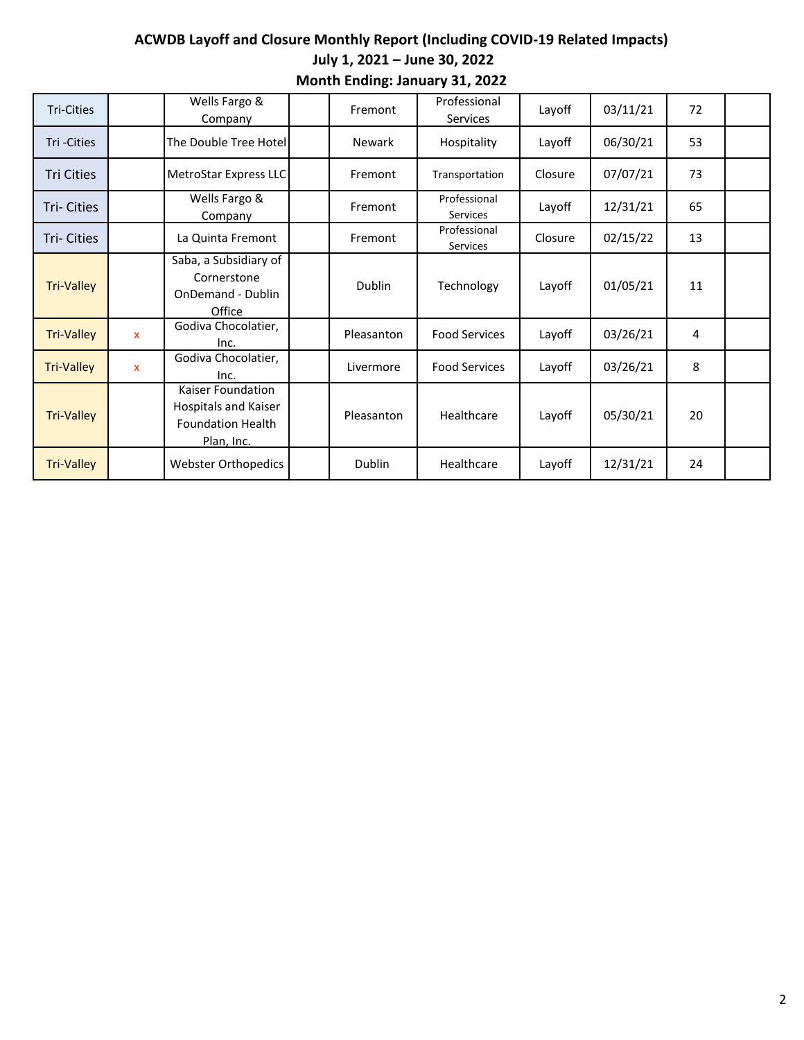# ACWDB Layoff and Closure Monthly Report (Including COVID-19 Related Impacts)

## July 1, 2021 – June 30, 2022

## Month Ending: January 31, 2022

| | | | | | | | | | |
|---|---|---|---|---|---|---|---|---|---|
| Tri-Cities | | Wells Fargo & Company | | Fremont | Professional Services | Layoff | 03/11/21 | 72 | |
| Tri -Cities | | The Double Tree Hotel | | Newark | Hospitality | Layoff | 06/30/21 | 53 | |
| Tri Cities | | MetroStar Express LLC | | Fremont | Transportation | Closure | 07/07/21 | 73 | |
| Tri- Cities | | Wells Fargo & Company | | Fremont | Professional Services | Layoff | 12/31/21 | 65 | |
| Tri- Cities | | La Quinta Fremont | | Fremont | Professional Services | Closure | 02/15/22 | 13 | |
| Tri-Valley | | Saba, a Subsidiary of Cornerstone OnDemand - Dublin Office | | Dublin | Technology | Layoff | 01/05/21 | 11 | |
| Tri-Valley | x | Godiva Chocolatier, Inc. | | Pleasanton | Food Services | Layoff | 03/26/21 | 4 | |
| Tri-Valley | x | Godiva Chocolatier, Inc. | | Livermore | Food Services | Layoff | 03/26/21 | 8 | |
| Tri-Valley | | Kaiser Foundation Hospitals and Kaiser Foundation Health Plan, Inc. | | Pleasanton | Healthcare | Layoff | 05/30/21 | 20 | |
| Tri-Valley | | Webster Orthopedics | | Dublin | Healthcare | Layoff | 12/31/21 | 24 | |